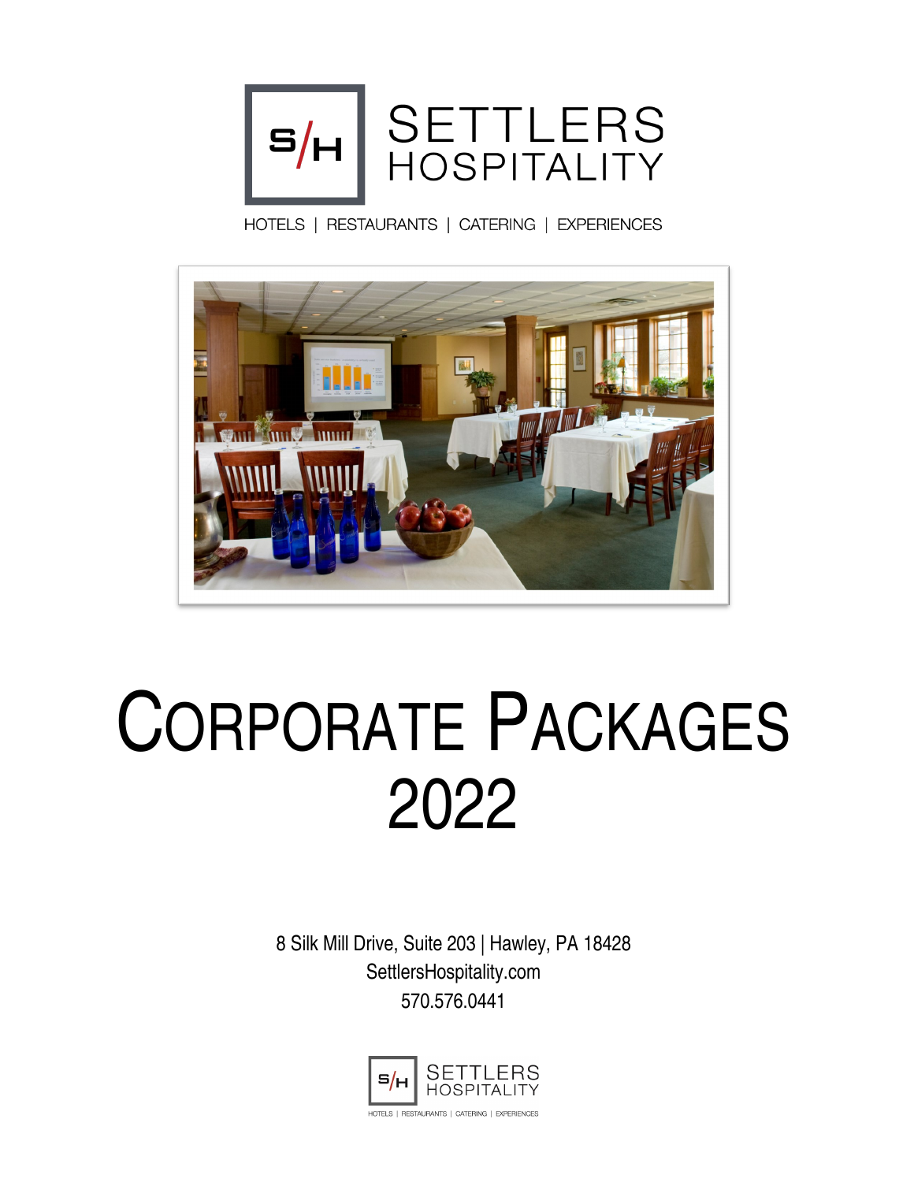SETTLERS HOSPITALITY

HOTELS | RESTAURANTS | CATERING | EXPERIENCES

# CORPORATE PACKAGES 2022

8 Silk Mill Drive, Suite 203 | Hawley, PA 18428
SettlersHospitality.com
570.576.0441

SETTLERS HOSPITALITY

HOTELS | RESTAURANTS | CATERING | EXPERIENCES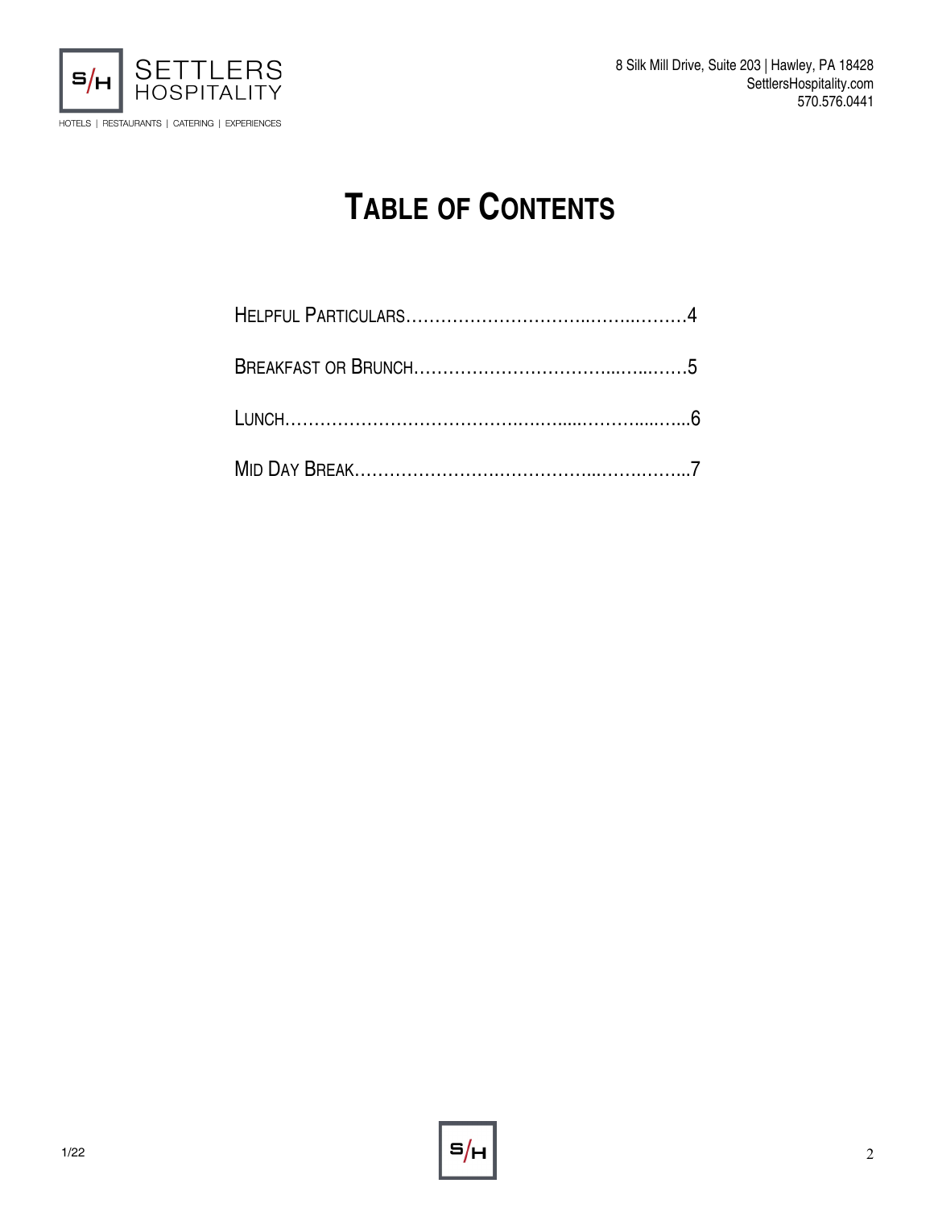# Table of Contents

Helpful Particulars……………………………..……..………4

Breakfast or Brunch……………………………...…...……5

Lunch………………………………….….…....………....…...6

Mid Day Break…………………….……………...…….……..7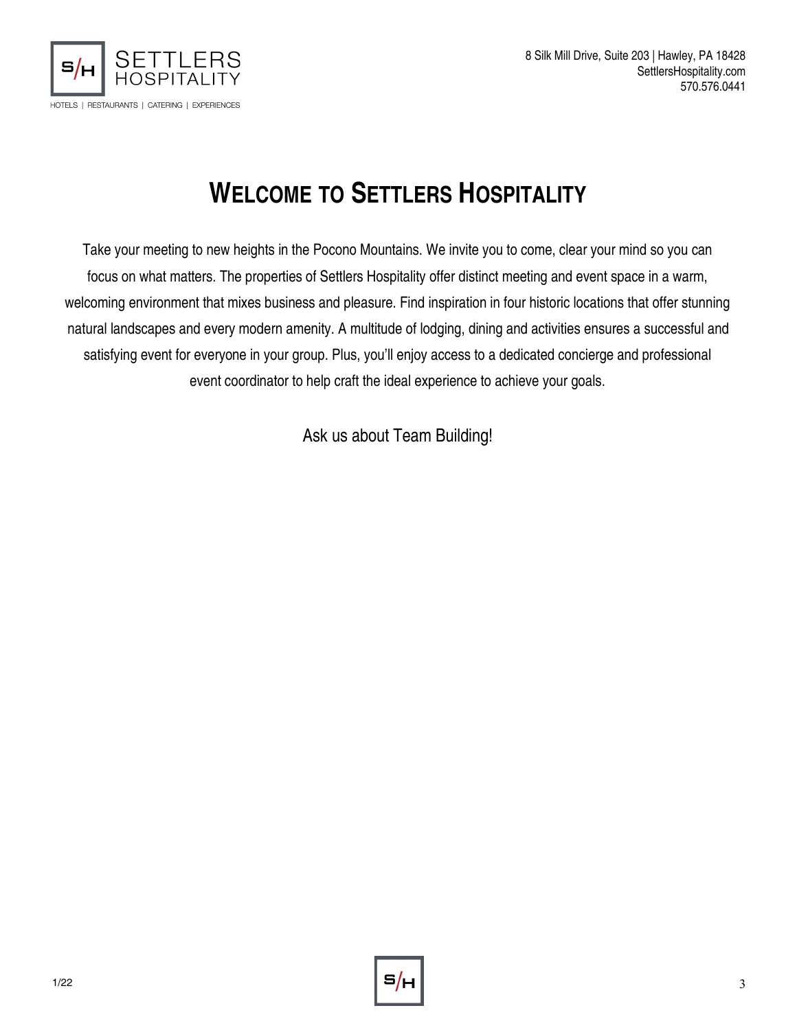# Welcome to Settlers Hospitality

Take your meeting to new heights in the Pocono Mountains. We invite you to come, clear your mind so you can focus on what matters. The properties of Settlers Hospitality offer distinct meeting and event space in a warm, welcoming environment that mixes business and pleasure. Find inspiration in four historic locations that offer stunning natural landscapes and every modern amenity. A multitude of lodging, dining and activities ensures a successful and satisfying event for everyone in your group. Plus, you'll enjoy access to a dedicated concierge and professional event coordinator to help craft the ideal experience to achieve your goals.

Ask us about Team Building!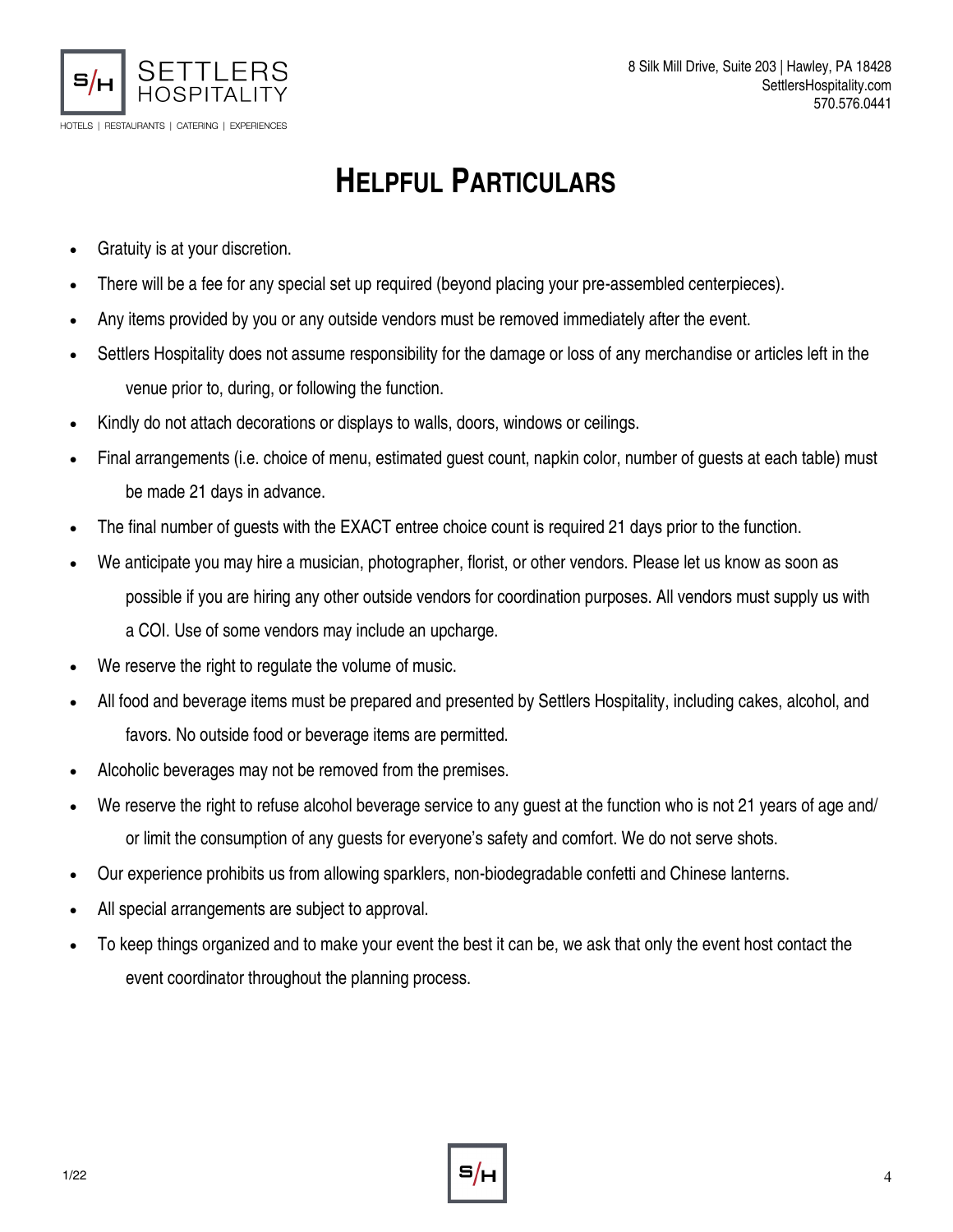# Helpful Particulars

- Gratuity is at your discretion.
- There will be a fee for any special set up required (beyond placing your pre-assembled centerpieces).
- Any items provided by you or any outside vendors must be removed immediately after the event.
- Settlers Hospitality does not assume responsibility for the damage or loss of any merchandise or articles left in the venue prior to, during, or following the function.
- Kindly do not attach decorations or displays to walls, doors, windows or ceilings.
- Final arrangements (i.e. choice of menu, estimated guest count, napkin color, number of guests at each table) must be made 21 days in advance.
- The final number of guests with the EXACT entree choice count is required 21 days prior to the function.
- We anticipate you may hire a musician, photographer, florist, or other vendors. Please let us know as soon as possible if you are hiring any other outside vendors for coordination purposes. All vendors must supply us with a COI. Use of some vendors may include an upcharge.
- We reserve the right to regulate the volume of music.
- All food and beverage items must be prepared and presented by Settlers Hospitality, including cakes, alcohol, and favors. No outside food or beverage items are permitted.
- Alcoholic beverages may not be removed from the premises.
- We reserve the right to refuse alcohol beverage service to any guest at the function who is not 21 years of age and/or limit the consumption of any guests for everyone's safety and comfort. We do not serve shots.
- Our experience prohibits us from allowing sparklers, non-biodegradable confetti and Chinese lanterns.
- All special arrangements are subject to approval.
- To keep things organized and to make your event the best it can be, we ask that only the event host contact the event coordinator throughout the planning process.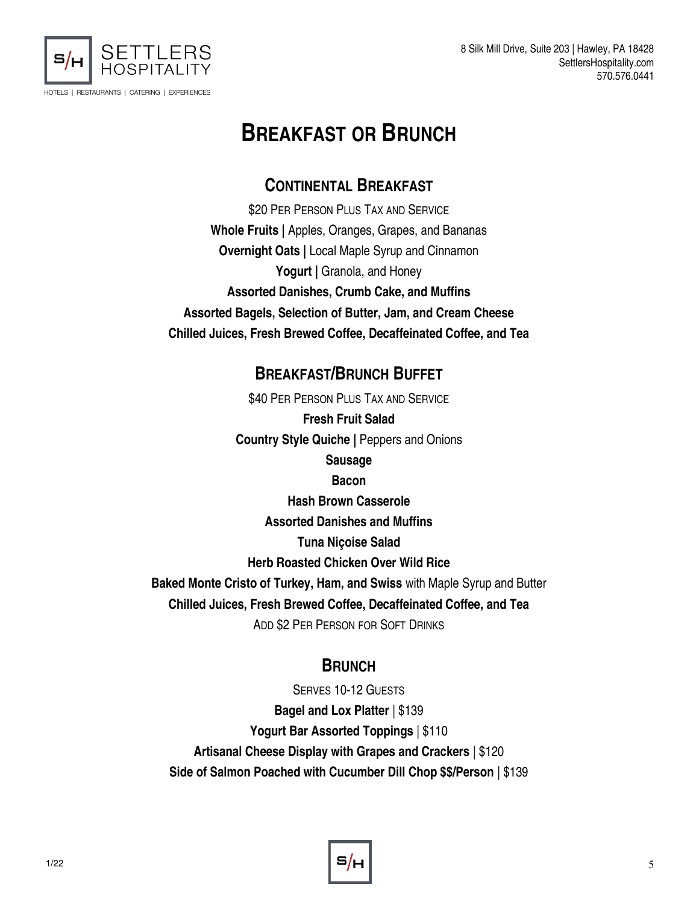# Breakfast or Brunch

## Continental Breakfast

$20 Per Person Plus Tax and Service

**Whole Fruits |** Apples, Oranges, Grapes, and Bananas

**Overnight Oats |** Local Maple Syrup and Cinnamon

**Yogurt |** Granola, and Honey

**Assorted Danishes, Crumb Cake, and Muffins**

**Assorted Bagels, Selection of Butter, Jam, and Cream Cheese**

**Chilled Juices, Fresh Brewed Coffee, Decaffeinated Coffee, and Tea**

## Breakfast/Brunch Buffet

$40 Per Person Plus Tax and Service

**Fresh Fruit Salad**

**Country Style Quiche |** Peppers and Onions

**Sausage**

**Bacon**

**Hash Brown Casserole**

**Assorted Danishes and Muffins**

**Tuna Niçoise Salad**

**Herb Roasted Chicken Over Wild Rice**

**Baked Monte Cristo of Turkey, Ham, and Swiss** with Maple Syrup and Butter

**Chilled Juices, Fresh Brewed Coffee, Decaffeinated Coffee, and Tea**

Add $2 Per Person for Soft Drinks

## Brunch

Serves 10-12 Guests

**Bagel and Lox Platter** | $139

**Yogurt Bar Assorted Toppings** | $110

**Artisanal Cheese Display with Grapes and Crackers** | $120

**Side of Salmon Poached with Cucumber Dill Chop $$/Person** | $139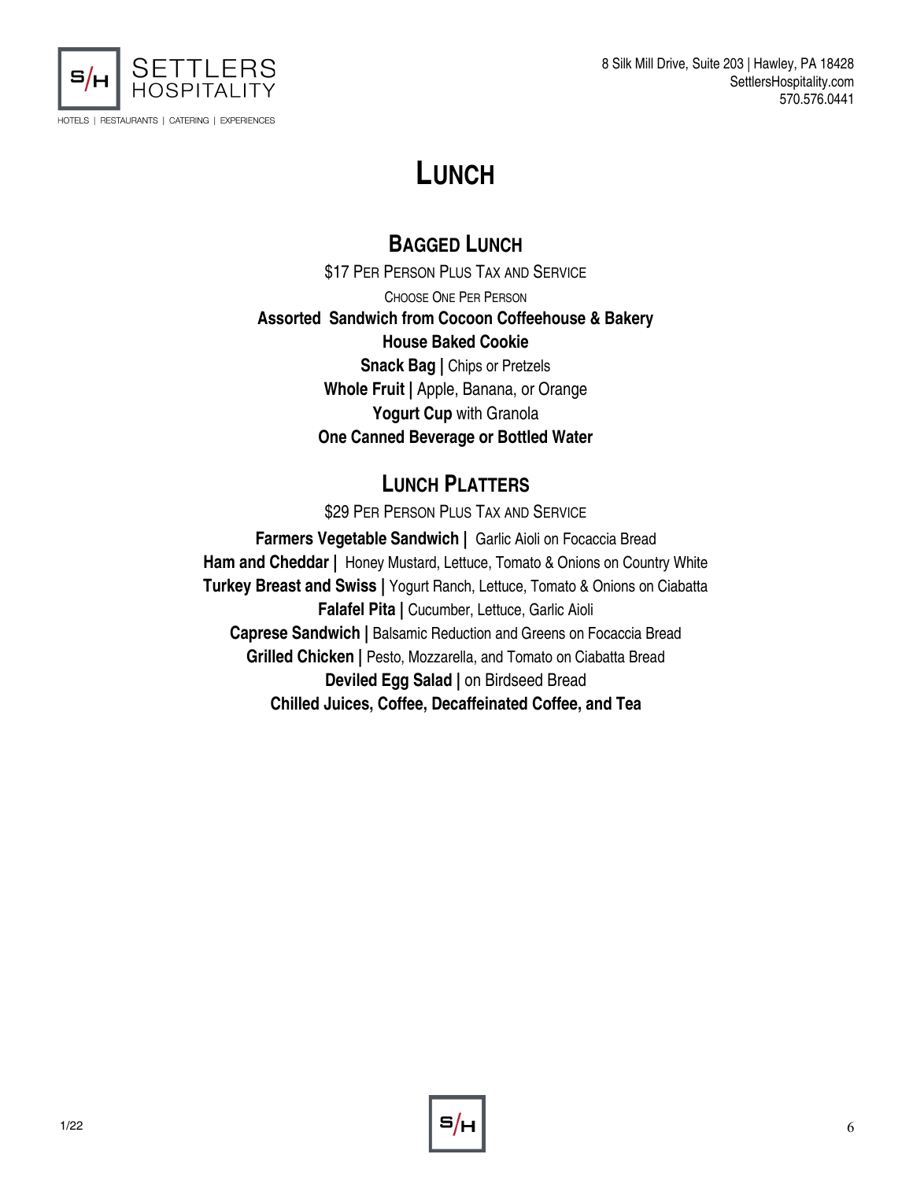# Lunch

## Bagged Lunch

$17 Per Person Plus Tax and Service

Choose One Per Person

**Assorted Sandwich from Cocoon Coffeehouse & Bakery**

**House Baked Cookie**

**Snack Bag |** Chips or Pretzels

**Whole Fruit |** Apple, Banana, or Orange

**Yogurt Cup** with Granola

**One Canned Beverage or Bottled Water**

## Lunch Platters

$29 Per Person Plus Tax and Service

**Farmers Vegetable Sandwich |** Garlic Aioli on Focaccia Bread

**Ham and Cheddar |** Honey Mustard, Lettuce, Tomato & Onions on Country White

**Turkey Breast and Swiss |** Yogurt Ranch, Lettuce, Tomato & Onions on Ciabatta

**Falafel Pita |** Cucumber, Lettuce, Garlic Aioli

**Caprese Sandwich |** Balsamic Reduction and Greens on Focaccia Bread

**Grilled Chicken |** Pesto, Mozzarella, and Tomato on Ciabatta Bread

**Deviled Egg Salad |** on Birdseed Bread

**Chilled Juices, Coffee, Decaffeinated Coffee, and Tea**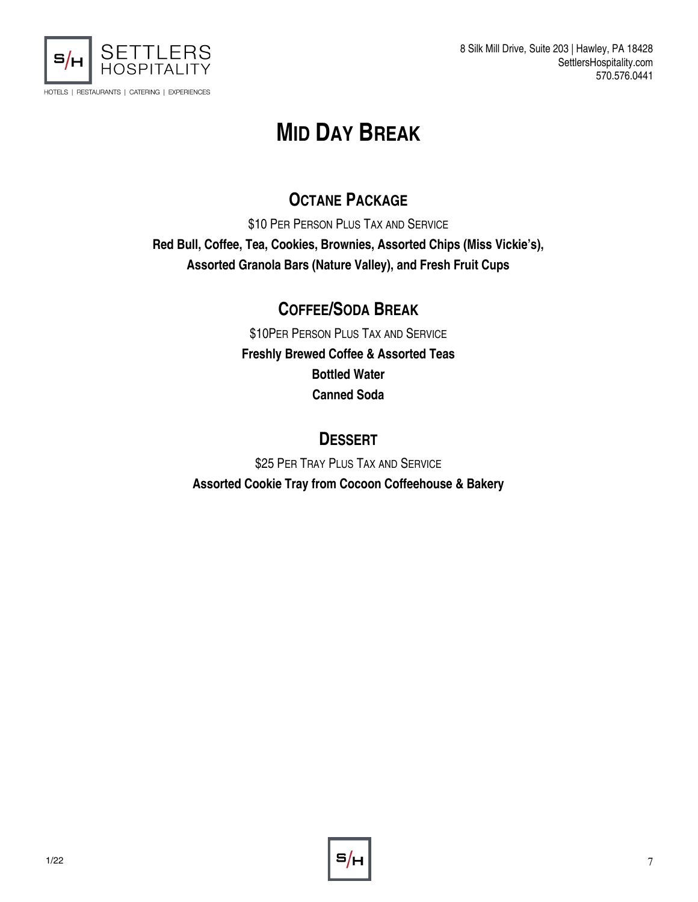# MID DAY BREAK

## OCTANE PACKAGE

$10 PER PERSON PLUS TAX AND SERVICE

**Red Bull, Coffee, Tea, Cookies, Brownies, Assorted Chips (Miss Vickie's), Assorted Granola Bars (Nature Valley), and Fresh Fruit Cups**

## COFFEE/SODA BREAK

$10PER PERSON PLUS TAX AND SERVICE

**Freshly Brewed Coffee & Assorted Teas**

**Bottled Water**

**Canned Soda**

## DESSERT

$25 PER TRAY PLUS TAX AND SERVICE

**Assorted Cookie Tray from Cocoon Coffeehouse & Bakery**